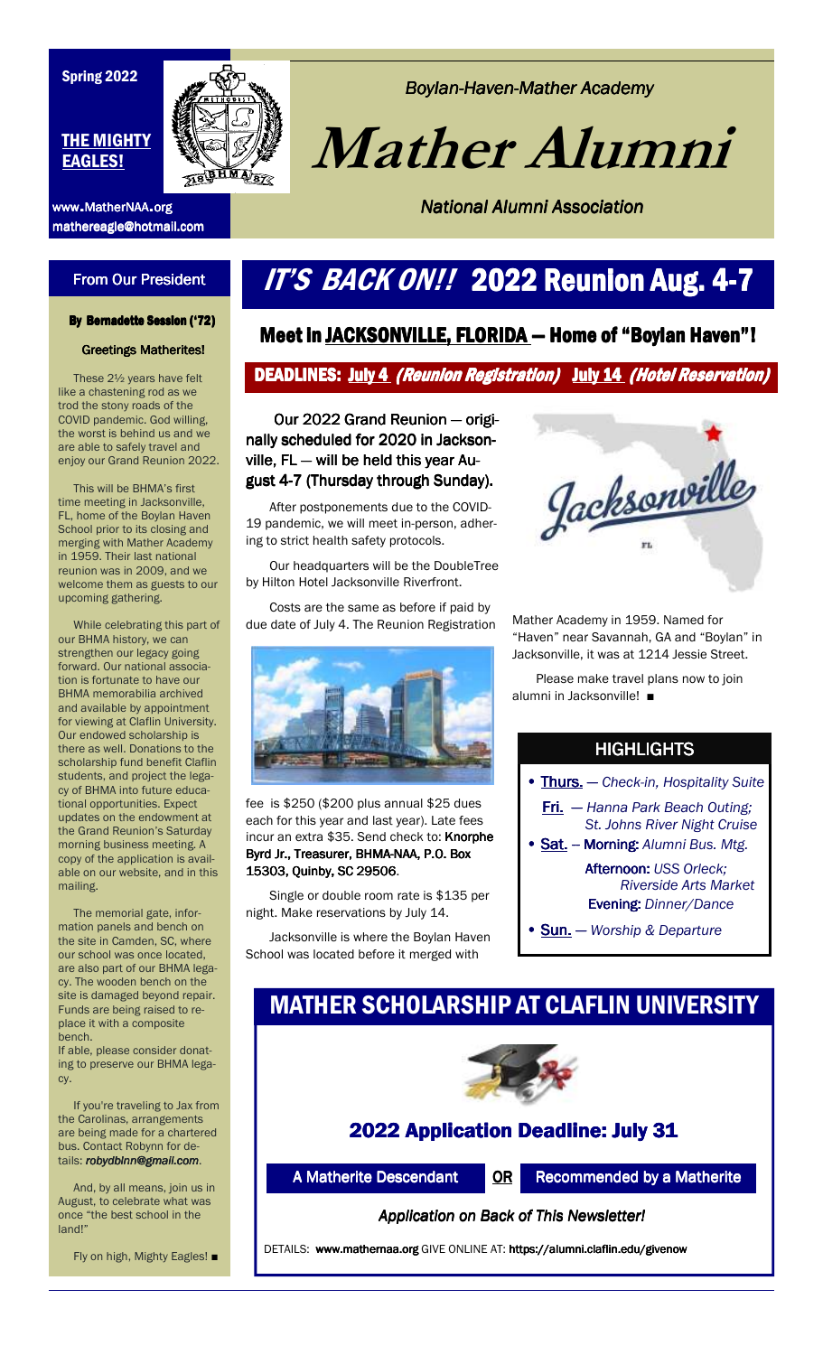Spring 2022

**THE MIGHTY EAGLES!**

www.MatherNAA.org
mathereagle@hotmail.com

*Boylan-Haven-Mather Academy*

# Mather Alumni

*National Alumni Association*

## From Our President

**By Bernadette Session ('72)**

**Greetings Matherites!**

These 2½ years have felt like a chastening rod as we trod the stony roads of the COVID pandemic. God willing, the worst is behind us and we are able to safely travel and enjoy our Grand Reunion 2022.

This will be BHMA's first time meeting in Jacksonville, FL, home of the Boylan Haven School prior to its closing and merging with Mather Academy in 1959. Their last national reunion was in 2009, and we welcome them as guests to our upcoming gathering.

While celebrating this part of our BHMA history, we can strengthen our legacy going forward. Our national association is fortunate to have our BHMA memorabilia archived and available by appointment for viewing at Claflin University. Our endowed scholarship is there as well. Donations to the scholarship fund benefit Claflin students, and project the legacy of BHMA into future educational opportunities. Expect updates on the endowment at the Grand Reunion's Saturday morning business meeting. A copy of the application is available on our website, and in this mailing.

The memorial gate, information panels and bench on the site in Camden, SC, where our school was once located, are also part of our BHMA legacy. The wooden bench on the site is damaged beyond repair. Funds are being raised to replace it with a composite bench.
If able, please consider donating to preserve our BHMA legacy.

If you're traveling to Jax from the Carolinas, arrangements are being made for a chartered bus. Contact Robynn for details: ***robydbinn@gmail.com***.

And, by all means, join us in August, to celebrate what was once "the best school in the land!"

Fly on high, Mighty Eagles! ■

# *IT'S BACK ON!!* 2022 Reunion Aug. 4-7

## Meet in JACKSONVILLE, FLORIDA — Home of "Boylan Haven"!

**DEADLINES: July 4 *(Reunion Registration)* July 14 *(Hotel Reservation)***

Our 2022 Grand Reunion — originally scheduled for 2020 in Jacksonville, FL — will be held this year August 4-7 (Thursday through Sunday).

After postponements due to the COVID-19 pandemic, we will meet in-person, adhering to strict health safety protocols.

Our headquarters will be the DoubleTree by Hilton Hotel Jacksonville Riverfront.

Costs are the same as before if paid by due date of July 4. The Reunion Registration fee is $250 ($200 plus annual $25 dues each for this year and last year). Late fees incur an extra $35. Send check to: **Knorphe Byrd Jr., Treasurer, BHMA-NAA, P.O. Box 15303, Quinby, SC 29506**.

Single or double room rate is $135 per night. Make reservations by July 14.

Jacksonville is where the Boylan Haven School was located before it merged with Mather Academy in 1959. Named for "Haven" near Savannah, GA and "Boylan" in Jacksonville, it was at 1214 Jessie Street.

Please make travel plans now to join alumni in Jacksonville! ■

### HIGHLIGHTS

- **Thurs.** — *Check-in, Hospitality Suite*
- **Fri.** — *Hanna Park Beach Outing; St. Johns River Night Cruise*
- **Sat.** – **Morning:** *Alumni Bus. Mtg.*
  **Afternoon:** *USS Orleck; Riverside Arts Market*
  **Evening:** *Dinner/Dance*
- **Sun.** — *Worship & Departure*

## MATHER SCHOLARSHIP AT CLAFLIN UNIVERSITY

### 2022 Application Deadline: July 31

A Matherite Descendant **OR** Recommended by a Matherite

*Application on Back of This Newsletter!*

DETAILS: **www.mathernaa.org** GIVE ONLINE AT: **https://alumni.claflin.edu/givenow**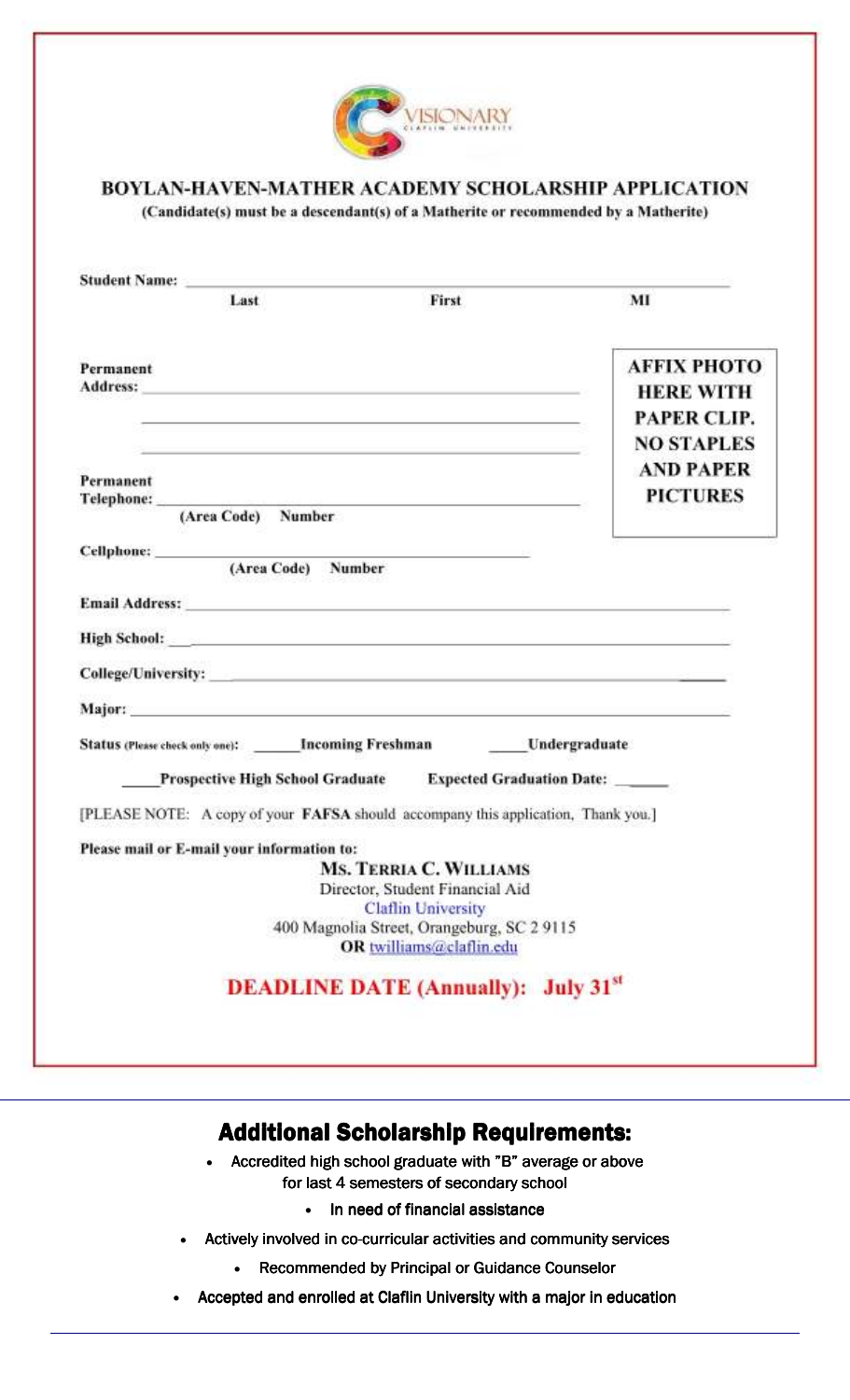VISIONARY
CLAFLIN UNIVERSITY

## BOYLAN-HAVEN-MATHER ACADEMY SCHOLARSHIP APPLICATION

**(Candidate(s) must be a descendant(s) of a Matherite or recommended by a Matherite)**

**Student Name:** ______________________________________________
Last First MI

**Permanent Address:** ______________________________________________
______________________________________________
______________________________________________

**AFFIX PHOTO HERE WITH PAPER CLIP. NO STAPLES AND PAPER PICTURES**

**Permanent Telephone:** ______________________________________________
(Area Code) Number

**Cellphone:** ______________________________________________
(Area Code) Number

**Email Address:** ______________________________________________

**High School:** ______________________________________________

**College/University:** ______________________________________________

**Major:** ______________________________________________

**Status** (Please check only one): ______ **Incoming Freshman** ______ **Undergraduate**

______ **Prospective High School Graduate** **Expected Graduation Date:** ______

[PLEASE NOTE: A copy of your **FAFSA** should accompany this application, Thank you.]

**Please mail or E-mail your information to:**

**MS. TERRIA C. WILLIAMS**
Director, Student Financial Aid
Claflin University
400 Magnolia Street, Orangeburg, SC 2 9115
**OR** twilliams@claflin.edu

**DEADLINE DATE (Annually): July 31st**

## Additional Scholarship Requirements:

- Accredited high school graduate with "B" average or above for last 4 semesters of secondary school
- In need of financial assistance
- Actively involved in co-curricular activities and community services
- Recommended by Principal or Guidance Counselor
- Accepted and enrolled at Claflin University with a major in education